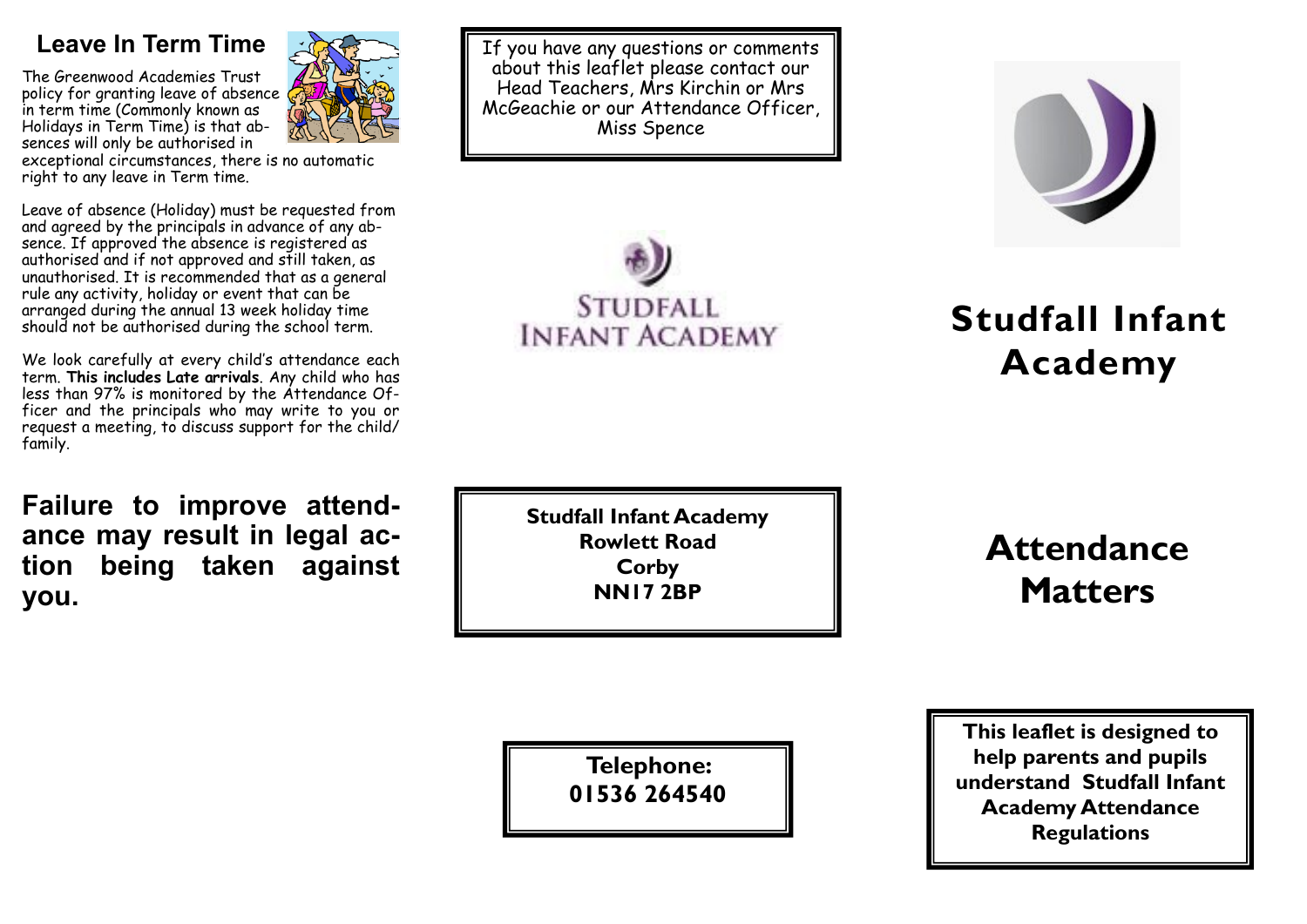## Leave In Term Time

The Greenwood Academies Trust policy for granting leave of absence in term time (Commonly known as Holidays in Term Time) is that absences will only be authorised in exceptional circumstances, there is no automatic right to any leave in Term time.

Leave of absence (Holiday) must be requested from and agreed by the principals in advance of any absence. If approved the absence is registered as authorised and if not approved and still taken, as unauthorised. It is recommended that as a general rule any activity, holiday or event that can be arranged during the annual 13 week holiday time should not be authorised during the school term.

We look carefully at every child's attendance each term. **This includes Late arrivals**. Any child who has less than 97% is monitored by the Attendance Officer and the principals who may write to you or request a meeting, to discuss support for the child/family.

**Failure to improve attendance may result in legal action being taken against you.**

If you have any questions or comments about this leaflet please contact our Head Teachers, Mrs Kirchin or Mrs McGeachie or our Attendance Officer, Miss Spence

STUDFALL INFANT ACADEMY

**Studfall Infant Academy**
**Rowlett Road**
**Corby**
**NN17 2BP**

**Telephone: 01536 264540**

# Studfall Infant Academy

# Attendance Matters

**This leaflet is designed to help parents and pupils understand Studfall Infant Academy Attendance Regulations**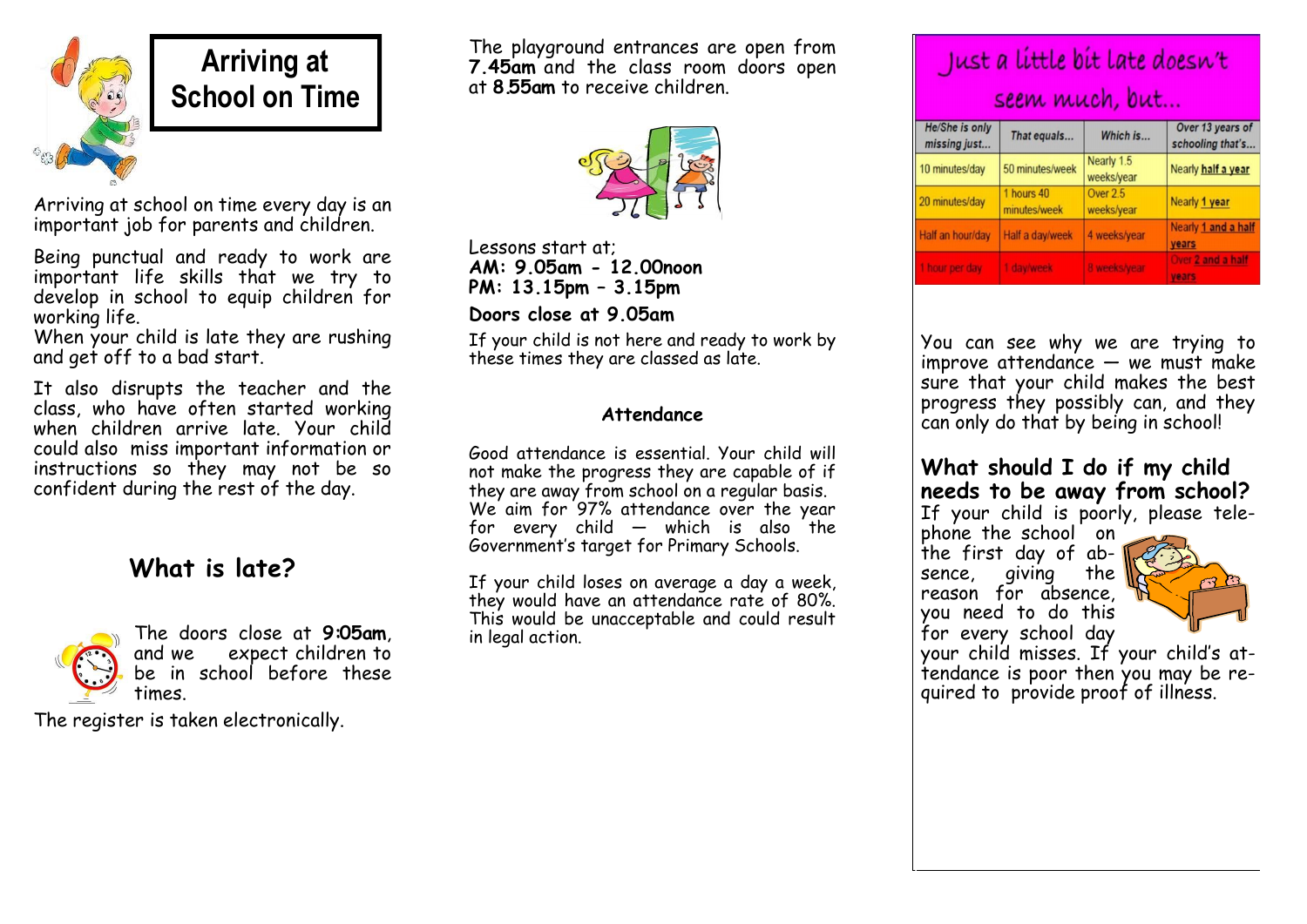# Arriving at School on Time

Arriving at school on time every day is an important job for parents and children.

Being punctual and ready to work are important life skills that we try to develop in school to equip children for working life.
When your child is late they are rushing and get off to a bad start.

It also disrupts the teacher and the class, who have often started working when children arrive late. Your child could also miss important information or instructions so they may not be so confident during the rest of the day.

## What is late?

The doors close at **9:05am**, and we expect children to be in school before these times.

The register is taken electronically.

The playground entrances are open from **7.45am** and the class room doors open at **8.55am** to receive children.

Lessons start at;
**AM: 9.05am - 12.00noon**
**PM: 13.15pm – 3.15pm**

**Doors close at 9.05am**

If your child is not here and ready to work by these times they are classed as late.

### Attendance

Good attendance is essential. Your child will not make the progress they are capable of if they are away from school on a regular basis. We aim for 97% attendance over the year for every child — which is also the Government's target for Primary Schools.

If your child loses on average a day a week, they would have an attendance rate of 80%. This would be unacceptable and could result in legal action.

## Just a little bit late doesn't seem much, but...

| He/She is only missing just... | That equals... | Which is... | Over 13 years of schooling that's... |
|---|---|---|---|
| 10 minutes/day | 50 minutes/week | Nearly 1.5 weeks/year | Nearly **half a year** |
| 20 minutes/day | 1 hours 40 minutes/week | Over 2.5 weeks/year | Nearly **1 year** |
| Half an hour/day | Half a day/week | 4 weeks/year | Nearly **1 and a half years** |
| 1 hour per day | 1 day/week | 8 weeks/year | Over **2 and a half years** |

You can see why we are trying to improve attendance — we must make sure that your child makes the best progress they possibly can, and they can only do that by being in school!

## What should I do if my child needs to be away from school?

If your child is poorly, please telephone the school on the first day of absence, giving the reason for absence, you need to do this for every school day your child misses. If your child's attendance is poor then you may be required to provide proof of illness.